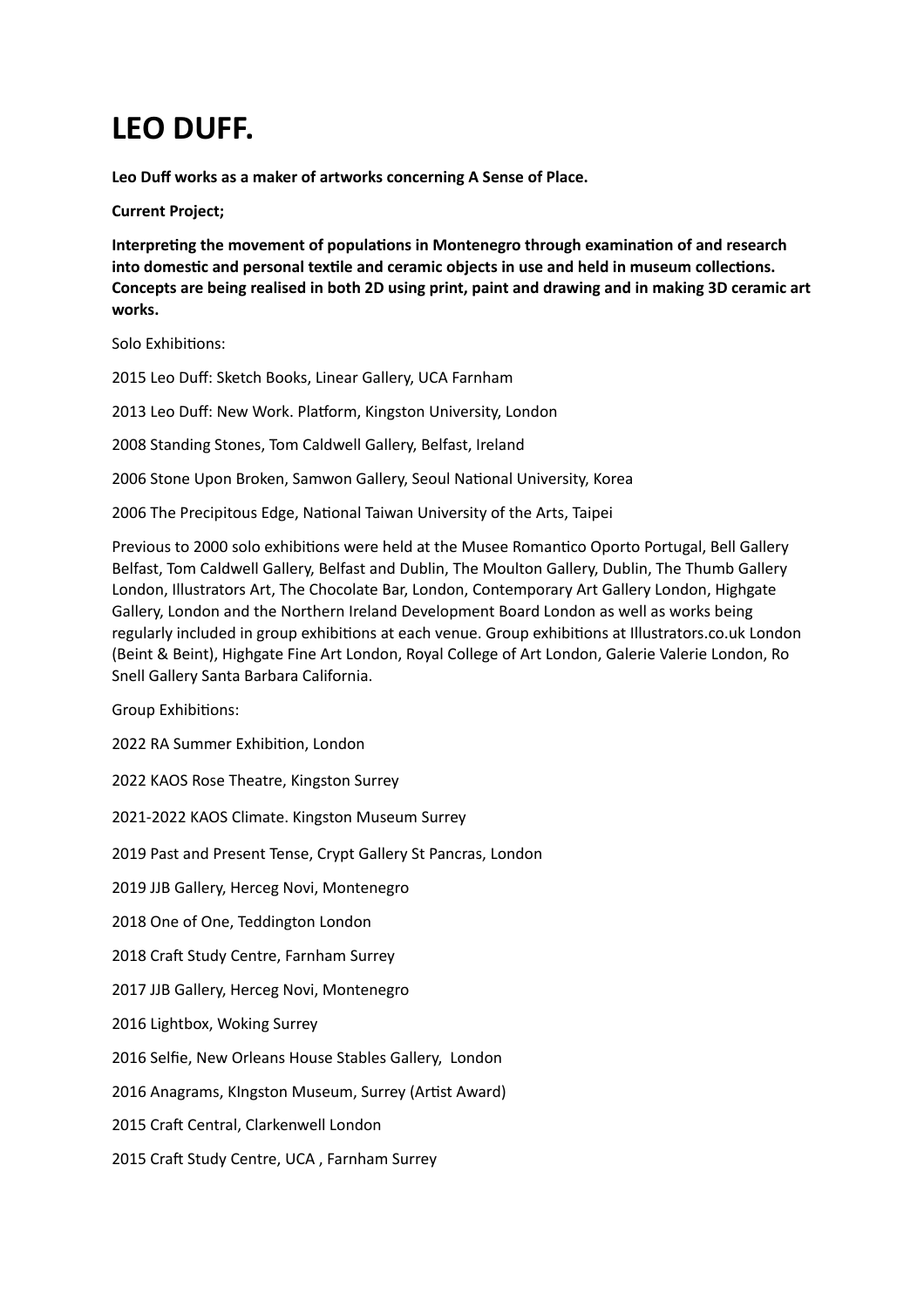# LEO DUFF.

**Leo Duff works as a maker of artworks concerning A Sense of Place.**

**Current Project;**

**Interpreting the movement of populations in Montenegro through examination of and research into domestic and personal textile and ceramic objects in use and held in museum collections. Concepts are being realised in both 2D using print, paint and drawing and in making 3D ceramic art works.**

Solo Exhibitions:

2015 Leo Duff: Sketch Books, Linear Gallery, UCA Farnham

2013 Leo Duff: New Work. Platform, Kingston University, London

2008 Standing Stones, Tom Caldwell Gallery, Belfast, Ireland

2006 Stone Upon Broken, Samwon Gallery, Seoul National University, Korea

2006 The Precipitous Edge, National Taiwan University of the Arts, Taipei

Previous to 2000 solo exhibitions were held at the Musee Romantico Oporto Portugal, Bell Gallery Belfast, Tom Caldwell Gallery, Belfast and Dublin, The Moulton Gallery, Dublin, The Thumb Gallery London, Illustrators Art, The Chocolate Bar, London, Contemporary Art Gallery London, Highgate Gallery, London and the Northern Ireland Development Board London as well as works being regularly included in group exhibitions at each venue. Group exhibitions at Illustrators.co.uk London (Beint & Beint), Highgate Fine Art London, Royal College of Art London, Galerie Valerie London, Ro Snell Gallery Santa Barbara California.

Group Exhibitions:

2022 RA Summer Exhibition, London

2022 KAOS Rose Theatre, Kingston Surrey

2021-2022 KAOS Climate. Kingston Museum Surrey

2019 Past and Present Tense, Crypt Gallery St Pancras, London

2019 JJB Gallery, Herceg Novi, Montenegro

2018 One of One, Teddington London

2018 Craft Study Centre, Farnham Surrey

2017 JJB Gallery, Herceg Novi, Montenegro

2016 Lightbox, Woking Surrey

2016 Selfie, New Orleans House Stables Gallery, London

2016 Anagrams, KIngston Museum, Surrey (Artist Award)

2015 Craft Central, Clarkenwell London

2015 Craft Study Centre, UCA , Farnham Surrey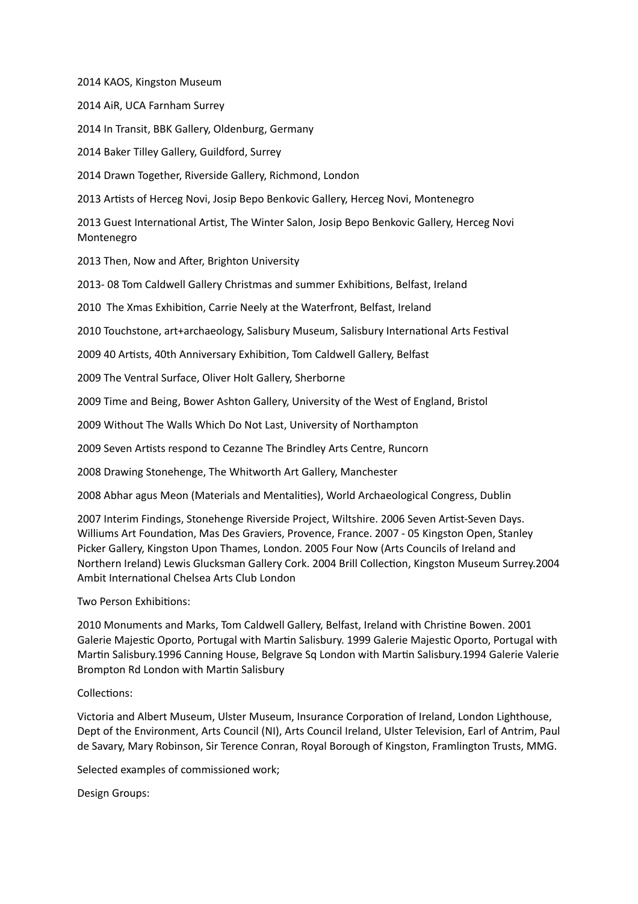2014 KAOS, Kingston Museum

2014 AiR, UCA Farnham Surrey

2014 In Transit, BBK Gallery, Oldenburg, Germany

2014 Baker Tilley Gallery, Guildford, Surrey

2014 Drawn Together, Riverside Gallery, Richmond, London

2013 Artists of Herceg Novi, Josip Bepo Benkovic Gallery, Herceg Novi, Montenegro

2013 Guest International Artist, The Winter Salon, Josip Bepo Benkovic Gallery, Herceg Novi Montenegro

2013 Then, Now and After, Brighton University

2013- 08 Tom Caldwell Gallery Christmas and summer Exhibitions, Belfast, Ireland

2010 The Xmas Exhibition, Carrie Neely at the Waterfront, Belfast, Ireland

2010 Touchstone, art+archaeology, Salisbury Museum, Salisbury International Arts Festival

2009 40 Artists, 40th Anniversary Exhibition, Tom Caldwell Gallery, Belfast

2009 The Ventral Surface, Oliver Holt Gallery, Sherborne

2009 Time and Being, Bower Ashton Gallery, University of the West of England, Bristol

2009 Without The Walls Which Do Not Last, University of Northampton

2009 Seven Artists respond to Cezanne The Brindley Arts Centre, Runcorn

2008 Drawing Stonehenge, The Whitworth Art Gallery, Manchester

2008 Abhar agus Meon (Materials and Mentalities), World Archaeological Congress, Dublin

2007 Interim Findings, Stonehenge Riverside Project, Wiltshire. 2006 Seven Artist-Seven Days. Williums Art Foundation, Mas Des Graviers, Provence, France. 2007 - 05 Kingston Open, Stanley Picker Gallery, Kingston Upon Thames, London. 2005 Four Now (Arts Councils of Ireland and Northern Ireland) Lewis Glucksman Gallery Cork. 2004 Brill Collection, Kingston Museum Surrey.2004 Ambit International Chelsea Arts Club London

Two Person Exhibitions:

2010 Monuments and Marks, Tom Caldwell Gallery, Belfast, Ireland with Christine Bowen. 2001 Galerie Majestic Oporto, Portugal with Martin Salisbury. 1999 Galerie Majestic Oporto, Portugal with Martin Salisbury.1996 Canning House, Belgrave Sq London with Martin Salisbury.1994 Galerie Valerie Brompton Rd London with Martin Salisbury

Collections:

Victoria and Albert Museum, Ulster Museum, Insurance Corporation of Ireland, London Lighthouse, Dept of the Environment, Arts Council (NI), Arts Council Ireland, Ulster Television, Earl of Antrim, Paul de Savary, Mary Robinson, Sir Terence Conran, Royal Borough of Kingston, Framlington Trusts, MMG.

Selected examples of commissioned work;

Design Groups: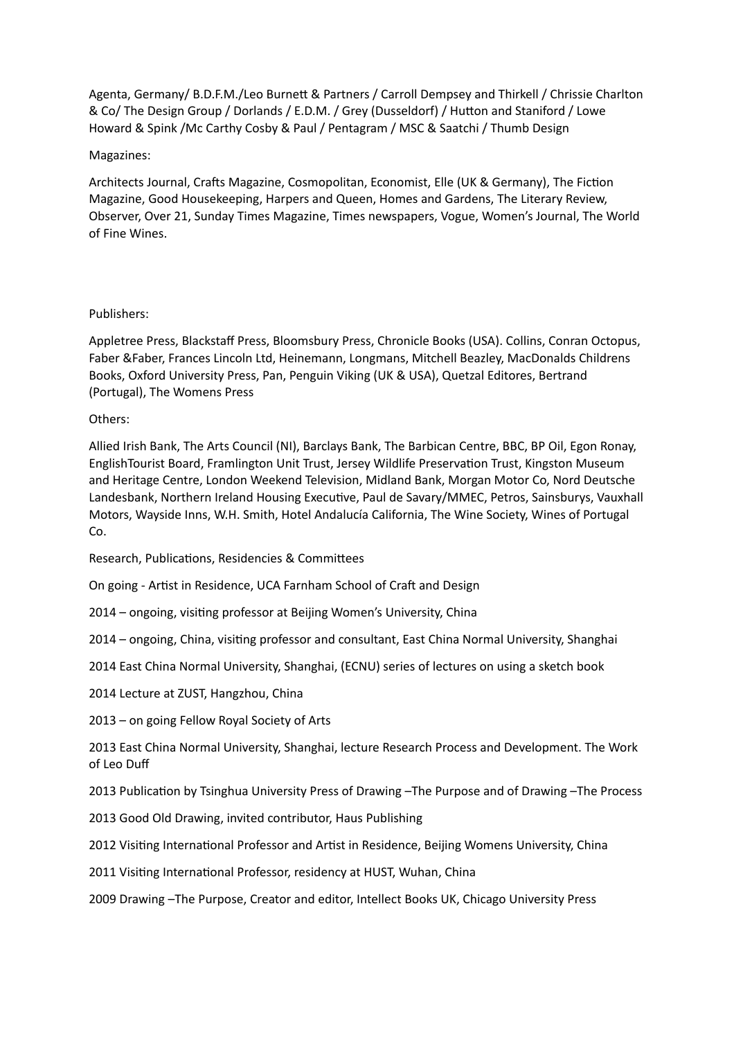Agenta, Germany/ B.D.F.M./Leo Burnett & Partners / Carroll Dempsey and Thirkell / Chrissie Charlton & Co/ The Design Group / Dorlands / E.D.M. / Grey (Dusseldorf) / Hutton and Staniford / Lowe Howard & Spink /Mc Carthy Cosby & Paul / Pentagram / MSC & Saatchi / Thumb Design

Magazines:

Architects Journal, Crafts Magazine, Cosmopolitan, Economist, Elle (UK & Germany), The Fiction Magazine, Good Housekeeping, Harpers and Queen, Homes and Gardens, The Literary Review, Observer, Over 21, Sunday Times Magazine, Times newspapers, Vogue, Women's Journal, The World of Fine Wines.

Publishers:

Appletree Press, Blackstaff Press, Bloomsbury Press, Chronicle Books (USA). Collins, Conran Octopus, Faber &Faber, Frances Lincoln Ltd, Heinemann, Longmans, Mitchell Beazley, MacDonalds Childrens Books, Oxford University Press, Pan, Penguin Viking (UK & USA), Quetzal Editores, Bertrand (Portugal), The Womens Press

Others:

Allied Irish Bank, The Arts Council (NI), Barclays Bank, The Barbican Centre, BBC, BP Oil, Egon Ronay, EnglishTourist Board, Framlington Unit Trust, Jersey Wildlife Preservation Trust, Kingston Museum and Heritage Centre, London Weekend Television, Midland Bank, Morgan Motor Co, Nord Deutsche Landesbank, Northern Ireland Housing Executive, Paul de Savary/MMEC, Petros, Sainsburys, Vauxhall Motors, Wayside Inns, W.H. Smith, Hotel Andalucía California, The Wine Society, Wines of Portugal Co.

Research, Publications, Residencies & Committees

On going - Artist in Residence, UCA Farnham School of Craft and Design

2014 – ongoing, visiting professor at Beijing Women's University, China

2014 – ongoing, China, visiting professor and consultant, East China Normal University, Shanghai

2014 East China Normal University, Shanghai, (ECNU) series of lectures on using a sketch book

2014 Lecture at ZUST, Hangzhou, China

2013 – on going Fellow Royal Society of Arts

2013 East China Normal University, Shanghai, lecture Research Process and Development. The Work of Leo Duff

2013 Publication by Tsinghua University Press of Drawing –The Purpose and of Drawing –The Process

2013 Good Old Drawing, invited contributor, Haus Publishing

2012 Visiting International Professor and Artist in Residence, Beijing Womens University, China

2011 Visiting International Professor, residency at HUST, Wuhan, China

2009 Drawing –The Purpose, Creator and editor, Intellect Books UK, Chicago University Press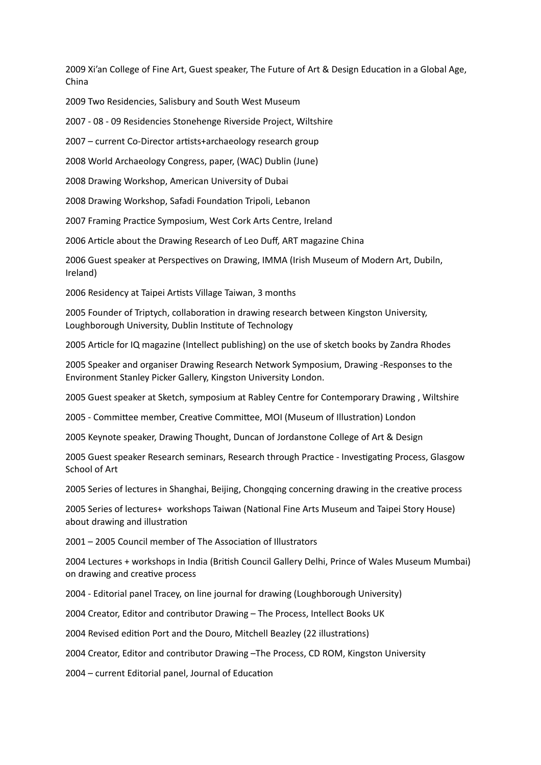2009 Xi'an College of Fine Art, Guest speaker, The Future of Art & Design Education in a Global Age, China

2009 Two Residencies, Salisbury and South West Museum

2007 - 08 - 09 Residencies Stonehenge Riverside Project, Wiltshire

2007 – current Co-Director artists+archaeology research group

2008 World Archaeology Congress, paper, (WAC) Dublin (June)

2008 Drawing Workshop, American University of Dubai

2008 Drawing Workshop, Safadi Foundation Tripoli, Lebanon

2007 Framing Practice Symposium, West Cork Arts Centre, Ireland

2006 Article about the Drawing Research of Leo Duff, ART magazine China

2006 Guest speaker at Perspectives on Drawing, IMMA (Irish Museum of Modern Art, Dubiln, Ireland)

2006 Residency at Taipei Artists Village Taiwan, 3 months

2005 Founder of Triptych, collaboration in drawing research between Kingston University, Loughborough University, Dublin Institute of Technology

2005 Article for IQ magazine (Intellect publishing) on the use of sketch books by Zandra Rhodes

2005 Speaker and organiser Drawing Research Network Symposium, Drawing -Responses to the Environment Stanley Picker Gallery, Kingston University London.

2005 Guest speaker at Sketch, symposium at Rabley Centre for Contemporary Drawing , Wiltshire

2005 - Committee member, Creative Committee, MOI (Museum of Illustration) London

2005 Keynote speaker, Drawing Thought, Duncan of Jordanstone College of Art & Design

2005 Guest speaker Research seminars, Research through Practice - Investigating Process, Glasgow School of Art

2005 Series of lectures in Shanghai, Beijing, Chongqing concerning drawing in the creative process

2005 Series of lectures+ workshops Taiwan (National Fine Arts Museum and Taipei Story House) about drawing and illustration

2001 – 2005 Council member of The Association of Illustrators

2004 Lectures + workshops in India (British Council Gallery Delhi, Prince of Wales Museum Mumbai) on drawing and creative process

2004 - Editorial panel Tracey, on line journal for drawing (Loughborough University)

2004 Creator, Editor and contributor Drawing – The Process, Intellect Books UK

2004 Revised edition Port and the Douro, Mitchell Beazley (22 illustrations)

2004 Creator, Editor and contributor Drawing –The Process, CD ROM, Kingston University

2004 – current Editorial panel, Journal of Education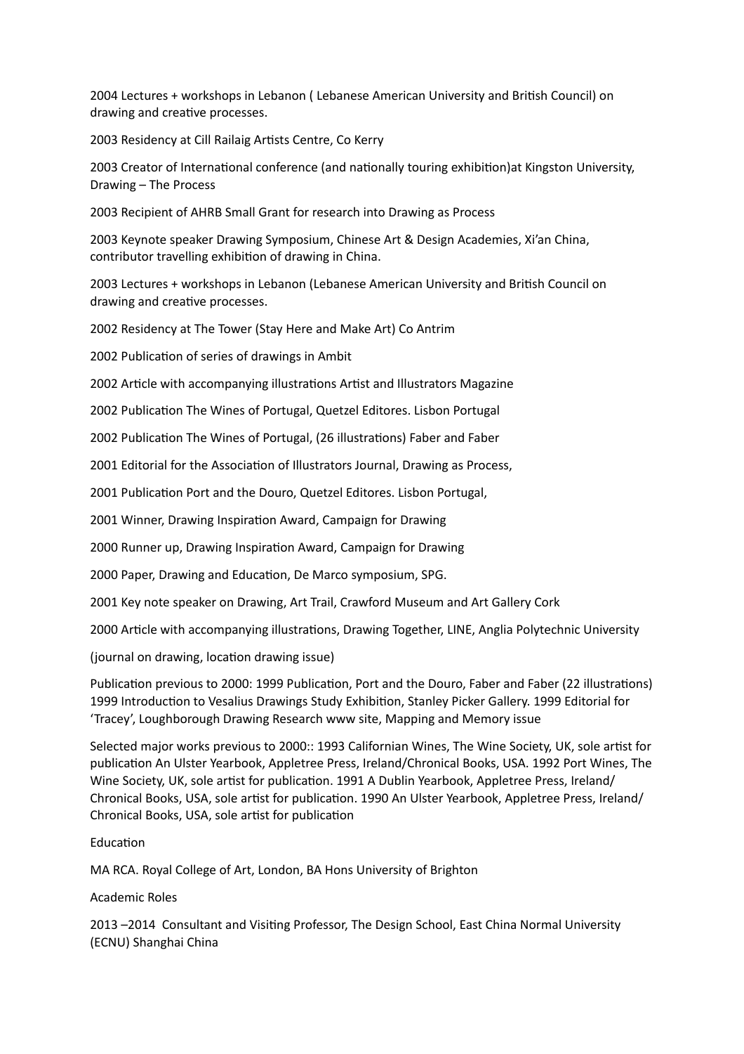2004 Lectures + workshops in Lebanon ( Lebanese American University and British Council) on drawing and creative processes.

2003 Residency at Cill Railaig Artists Centre, Co Kerry

2003 Creator of International conference (and nationally touring exhibition)at Kingston University, Drawing – The Process

2003 Recipient of AHRB Small Grant for research into Drawing as Process

2003 Keynote speaker Drawing Symposium, Chinese Art & Design Academies, Xi'an China, contributor travelling exhibition of drawing in China.

2003 Lectures + workshops in Lebanon (Lebanese American University and British Council on drawing and creative processes.

2002 Residency at The Tower (Stay Here and Make Art) Co Antrim

2002 Publication of series of drawings in Ambit

2002 Article with accompanying illustrations Artist and Illustrators Magazine

2002 Publication The Wines of Portugal, Quetzel Editores. Lisbon Portugal

2002 Publication The Wines of Portugal, (26 illustrations) Faber and Faber

2001 Editorial for the Association of Illustrators Journal, Drawing as Process,

2001 Publication Port and the Douro, Quetzel Editores. Lisbon Portugal,

2001 Winner, Drawing Inspiration Award, Campaign for Drawing

2000 Runner up, Drawing Inspiration Award, Campaign for Drawing

2000 Paper, Drawing and Education, De Marco symposium, SPG.

2001 Key note speaker on Drawing, Art Trail, Crawford Museum and Art Gallery Cork

2000 Article with accompanying illustrations, Drawing Together, LINE, Anglia Polytechnic University

(journal on drawing, location drawing issue)

Publication previous to 2000: 1999 Publication, Port and the Douro, Faber and Faber (22 illustrations) 1999 Introduction to Vesalius Drawings Study Exhibition, Stanley Picker Gallery. 1999 Editorial for 'Tracey', Loughborough Drawing Research www site, Mapping and Memory issue

Selected major works previous to 2000:: 1993 Californian Wines, The Wine Society, UK, sole artist for publication An Ulster Yearbook, Appletree Press, Ireland/Chronical Books, USA. 1992 Port Wines, The Wine Society, UK, sole artist for publication. 1991 A Dublin Yearbook, Appletree Press, Ireland/ Chronical Books, USA, sole artist for publication. 1990 An Ulster Yearbook, Appletree Press, Ireland/ Chronical Books, USA, sole artist for publication

Education

MA RCA. Royal College of Art, London, BA Hons University of Brighton

Academic Roles

2013 –2014 Consultant and Visiting Professor, The Design School, East China Normal University (ECNU) Shanghai China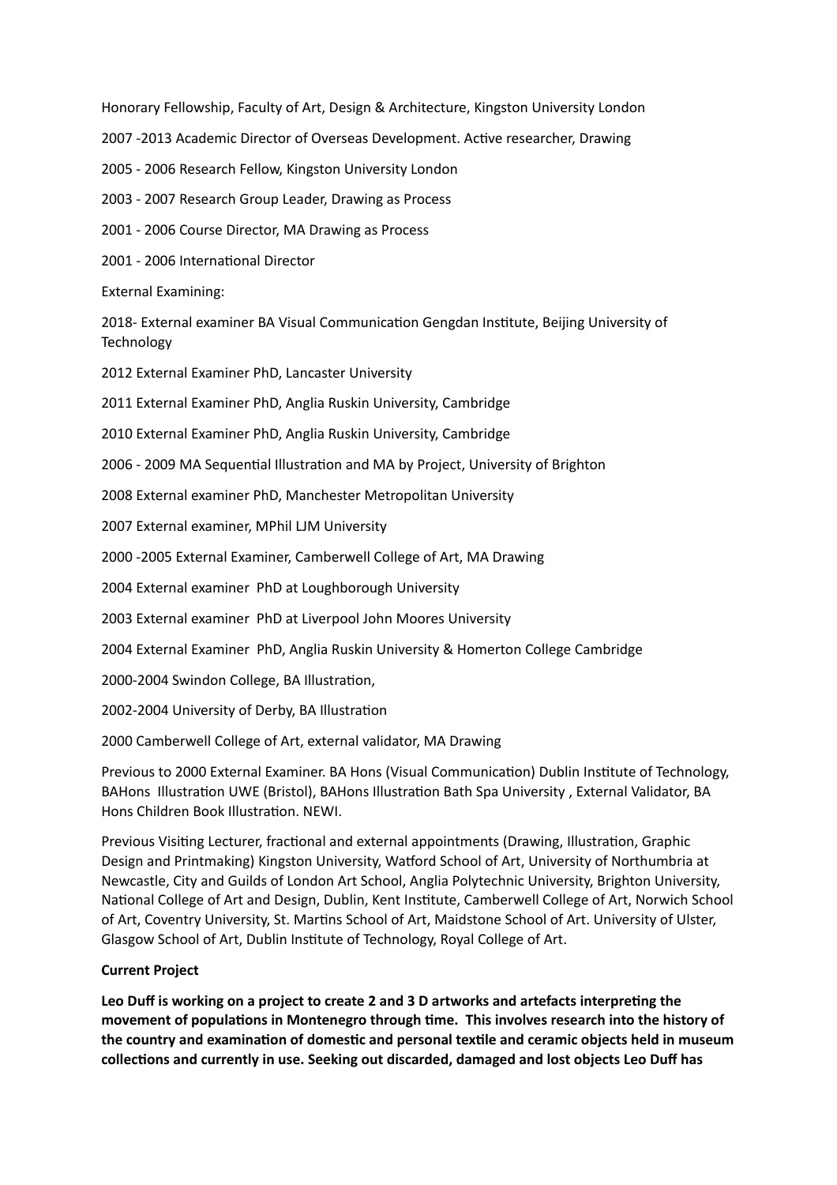Honorary Fellowship, Faculty of Art, Design & Architecture, Kingston University London

2007 -2013 Academic Director of Overseas Development. Active researcher, Drawing

2005 - 2006 Research Fellow, Kingston University London

2003 - 2007 Research Group Leader, Drawing as Process

2001 - 2006 Course Director, MA Drawing as Process

2001 - 2006 International Director

External Examining:

2018- External examiner BA Visual Communication Gengdan Institute, Beijing University of Technology

2012 External Examiner PhD, Lancaster University

2011 External Examiner PhD, Anglia Ruskin University, Cambridge

2010 External Examiner PhD, Anglia Ruskin University, Cambridge

2006 - 2009 MA Sequential Illustration and MA by Project, University of Brighton

2008 External examiner PhD, Manchester Metropolitan University

2007 External examiner, MPhil LJM University

2000 -2005 External Examiner, Camberwell College of Art, MA Drawing

2004 External examiner PhD at Loughborough University

2003 External examiner PhD at Liverpool John Moores University

2004 External Examiner PhD, Anglia Ruskin University & Homerton College Cambridge

2000-2004 Swindon College, BA Illustration,

2002-2004 University of Derby, BA Illustration

2000 Camberwell College of Art, external validator, MA Drawing

Previous to 2000 External Examiner. BA Hons (Visual Communication) Dublin Institute of Technology, BAHons Illustration UWE (Bristol), BAHons Illustration Bath Spa University , External Validator, BA Hons Children Book Illustration. NEWI.

Previous Visiting Lecturer, fractional and external appointments (Drawing, Illustration, Graphic Design and Printmaking) Kingston University, Watford School of Art, University of Northumbria at Newcastle, City and Guilds of London Art School, Anglia Polytechnic University, Brighton University, National College of Art and Design, Dublin, Kent Institute, Camberwell College of Art, Norwich School of Art, Coventry University, St. Martins School of Art, Maidstone School of Art. University of Ulster, Glasgow School of Art, Dublin Institute of Technology, Royal College of Art.

**Current Project**

**Leo Duff is working on a project to create 2 and 3 D artworks and artefacts interpreting the movement of populations in Montenegro through time. This involves research into the history of the country and examination of domestic and personal textile and ceramic objects held in museum collections and currently in use. Seeking out discarded, damaged and lost objects Leo Duff has**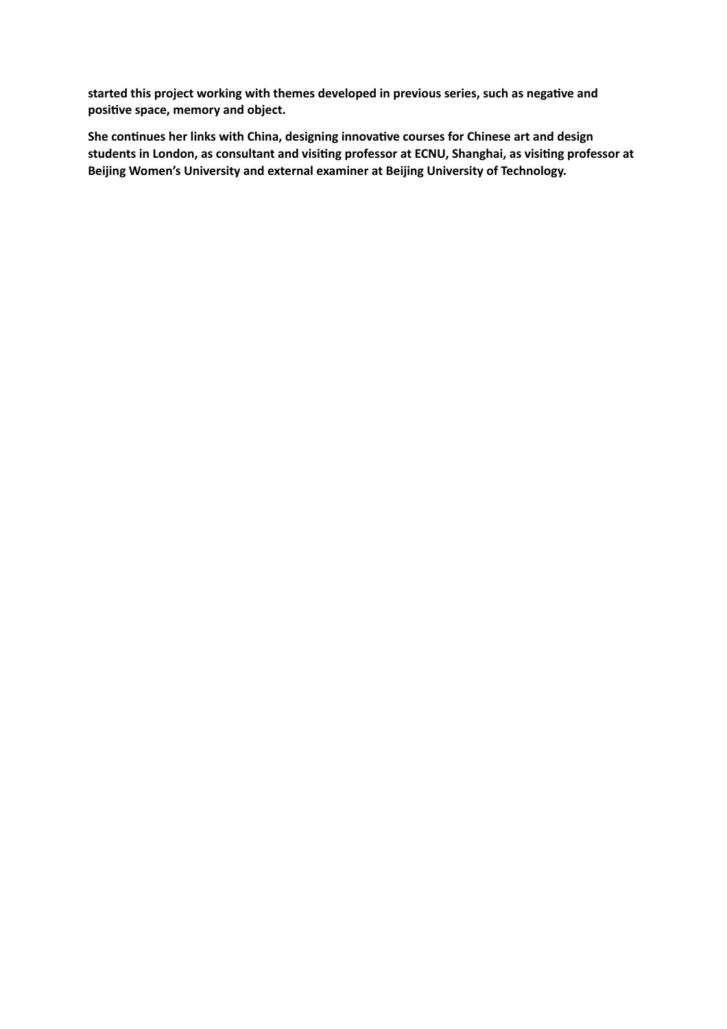**started this project working with themes developed in previous series, such as negative and positive space, memory and object.**

**She continues her links with China, designing innovative courses for Chinese art and design students in London, as consultant and visiting professor at ECNU, Shanghai, as visiting professor at Beijing Women's University and external examiner at Beijing University of Technology.**